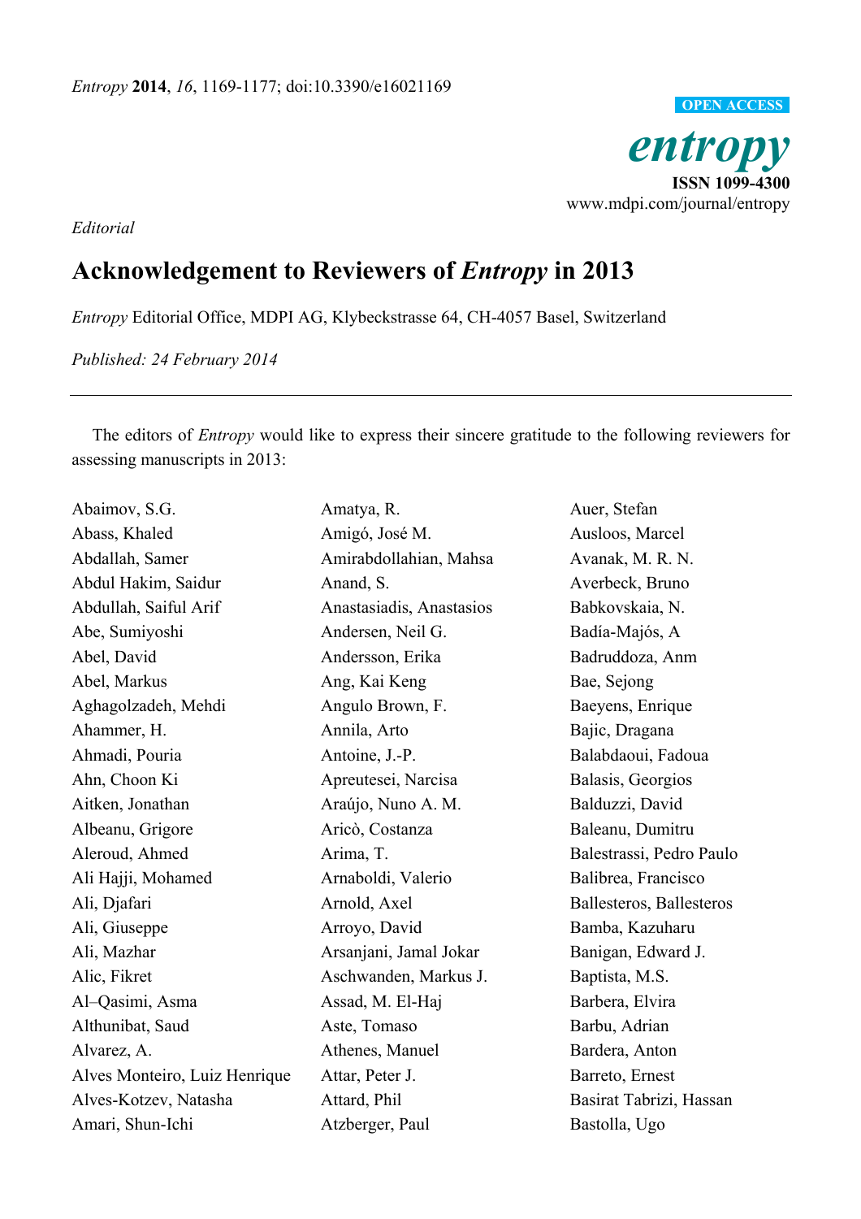*Entropy* **2014**, *16*, 1169-1177; doi:10.3390/e16021169

OPEN ACCESS

*entropy*

**ISSN 1099-4300**

www.mdpi.com/journal/entropy

*Editorial*

# Acknowledgement to Reviewers of *Entropy* in 2013

*Entropy* Editorial Office, MDPI AG, Klybeckstrasse 64, CH-4057 Basel, Switzerland

*Published: 24 February 2014*

---

The editors of *Entropy* would like to express their sincere gratitude to the following reviewers for assessing manuscripts in 2013:

Abaimov, S.G.
Abass, Khaled
Abdallah, Samer
Abdul Hakim, Saidur
Abdullah, Saiful Arif
Abe, Sumiyoshi
Abel, David
Abel, Markus
Aghagolzadeh, Mehdi
Ahammer, H.
Ahmadi, Pouria
Ahn, Choon Ki
Aitken, Jonathan
Albeanu, Grigore
Aleroud, Ahmed
Ali Hajji, Mohamed
Ali, Djafari
Ali, Giuseppe
Ali, Mazhar
Alic, Fikret
Al–Qasimi, Asma
Althunibat, Saud
Alvarez, A.
Alves Monteiro, Luiz Henrique
Alves-Kotzev, Natasha
Amari, Shun-Ichi
Amatya, R.
Amigó, José M.
Amirabdollahian, Mahsa
Anand, S.
Anastasiadis, Anastasios
Andersen, Neil G.
Andersson, Erika
Ang, Kai Keng
Angulo Brown, F.
Annila, Arto
Antoine, J.-P.
Apreutesei, Narcisa
Araújo, Nuno A. M.
Aricò, Costanza
Arima, T.
Arnaboldi, Valerio
Arnold, Axel
Arroyo, David
Arsanjani, Jamal Jokar
Aschwanden, Markus J.
Assad, M. El-Haj
Aste, Tomaso
Athenes, Manuel
Attar, Peter J.
Attard, Phil
Atzberger, Paul
Auer, Stefan
Ausloos, Marcel
Avanak, M. R. N.
Averbeck, Bruno
Babkovskaia, N.
Badía-Majós, A
Badruddoza, Anm
Bae, Sejong
Baeyens, Enrique
Bajic, Dragana
Balabdaoui, Fadoua
Balasis, Georgios
Balduzzi, David
Baleanu, Dumitru
Balestrassi, Pedro Paulo
Balibrea, Francisco
Ballesteros, Ballesteros
Bamba, Kazuharu
Banigan, Edward J.
Baptista, M.S.
Barbera, Elvira
Barbu, Adrian
Bardera, Anton
Barreto, Ernest
Basirat Tabrizi, Hassan
Bastolla, Ugo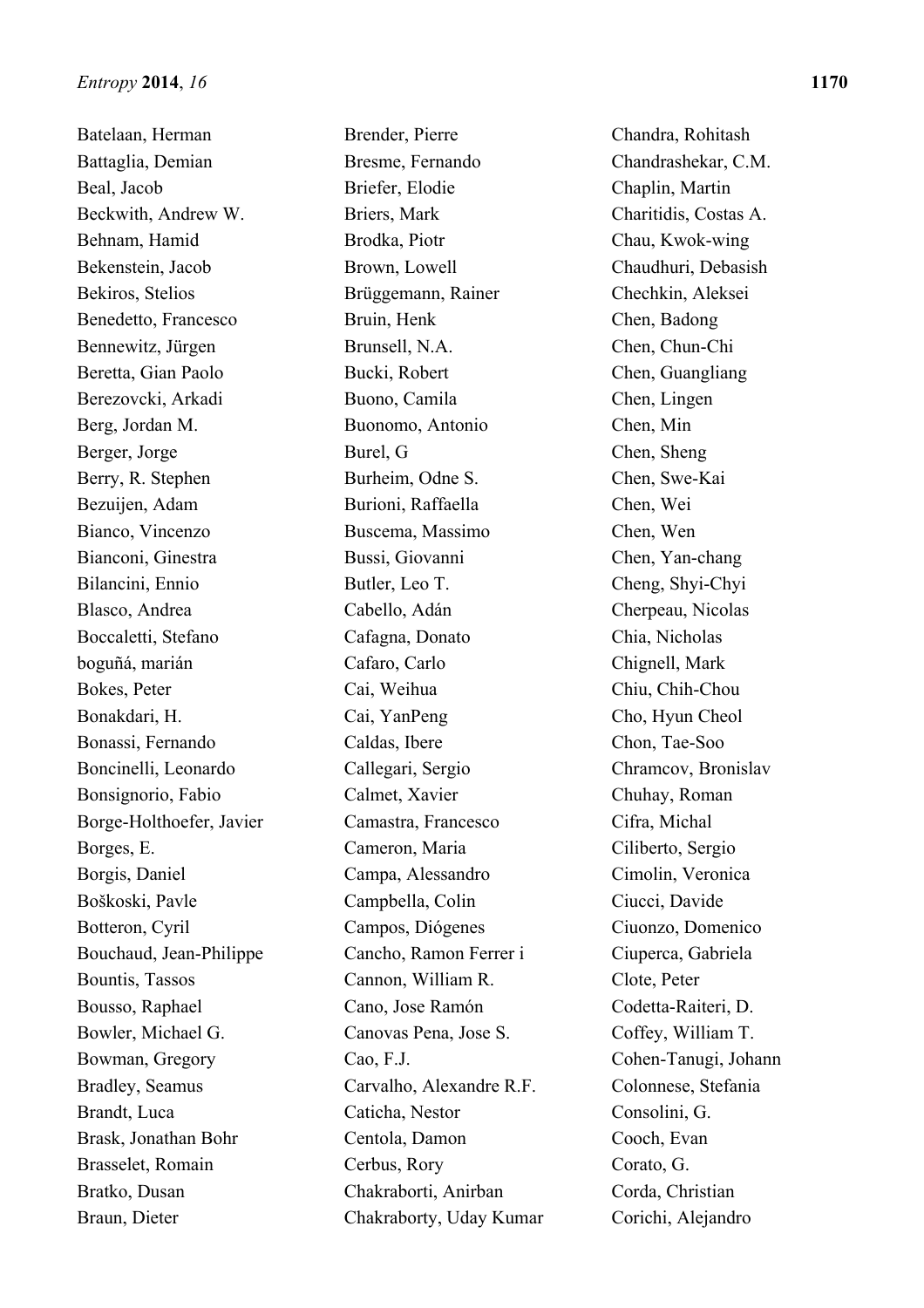Batelaan, Herman
Battaglia, Demian
Beal, Jacob
Beckwith, Andrew W.
Behnam, Hamid
Bekenstein, Jacob
Bekiros, Stelios
Benedetto, Francesco
Bennewitz, Jürgen
Beretta, Gian Paolo
Berezovcki, Arkadi
Berg, Jordan M.
Berger, Jorge
Berry, R. Stephen
Bezuijen, Adam
Bianco, Vincenzo
Bianconi, Ginestra
Bilancini, Ennio
Blasco, Andrea
Boccaletti, Stefano
boguñá, marián
Bokes, Peter
Bonakdari, H.
Bonassi, Fernando
Boncinelli, Leonardo
Bonsignorio, Fabio
Borge-Holthoefer, Javier
Borges, E.
Borgis, Daniel
Boškoski, Pavle
Botteron, Cyril
Bouchaud, Jean-Philippe
Bountis, Tassos
Bousso, Raphael
Bowler, Michael G.
Bowman, Gregory
Bradley, Seamus
Brandt, Luca
Brask, Jonathan Bohr
Brasselet, Romain
Bratko, Dusan
Braun, Dieter
Brender, Pierre
Bresme, Fernando
Briefer, Elodie
Briers, Mark
Brodka, Piotr
Brown, Lowell
Brüggemann, Rainer
Bruin, Henk
Brunsell, N.A.
Bucki, Robert
Buono, Camila
Buonomo, Antonio
Burel, G
Burheim, Odne S.
Burioni, Raffaella
Buscema, Massimo
Bussi, Giovanni
Butler, Leo T.
Cabello, Adán
Cafagna, Donato
Cafaro, Carlo
Cai, Weihua
Cai, YanPeng
Caldas, Ibere
Callegari, Sergio
Calmet, Xavier
Camastra, Francesco
Cameron, Maria
Campa, Alessandro
Campbella, Colin
Campos, Diógenes
Cancho, Ramon Ferrer i
Cannon, William R.
Cano, Jose Ramón
Canovas Pena, Jose S.
Cao, F.J.
Carvalho, Alexandre R.F.
Caticha, Nestor
Centola, Damon
Cerbus, Rory
Chakraborti, Anirban
Chakraborty, Uday Kumar
Chandra, Rohitash
Chandrashekar, C.M.
Chaplin, Martin
Charitidis, Costas A.
Chau, Kwok-wing
Chaudhuri, Debasish
Chechkin, Aleksei
Chen, Badong
Chen, Chun-Chi
Chen, Guangliang
Chen, Lingen
Chen, Min
Chen, Sheng
Chen, Swe-Kai
Chen, Wei
Chen, Wen
Chen, Yan-chang
Cheng, Shyi-Chyi
Cherpeau, Nicolas
Chia, Nicholas
Chignell, Mark
Chiu, Chih-Chou
Cho, Hyun Cheol
Chon, Tae-Soo
Chramcov, Bronislav
Chuhay, Roman
Cifra, Michal
Ciliberto, Sergio
Cimolin, Veronica
Ciucci, Davide
Ciuonzo, Domenico
Ciuperca, Gabriela
Clote, Peter
Codetta-Raiteri, D.
Coffey, William T.
Cohen-Tanugi, Johann
Colonnese, Stefania
Consolini, G.
Cooch, Evan
Corato, G.
Corda, Christian
Corichi, Alejandro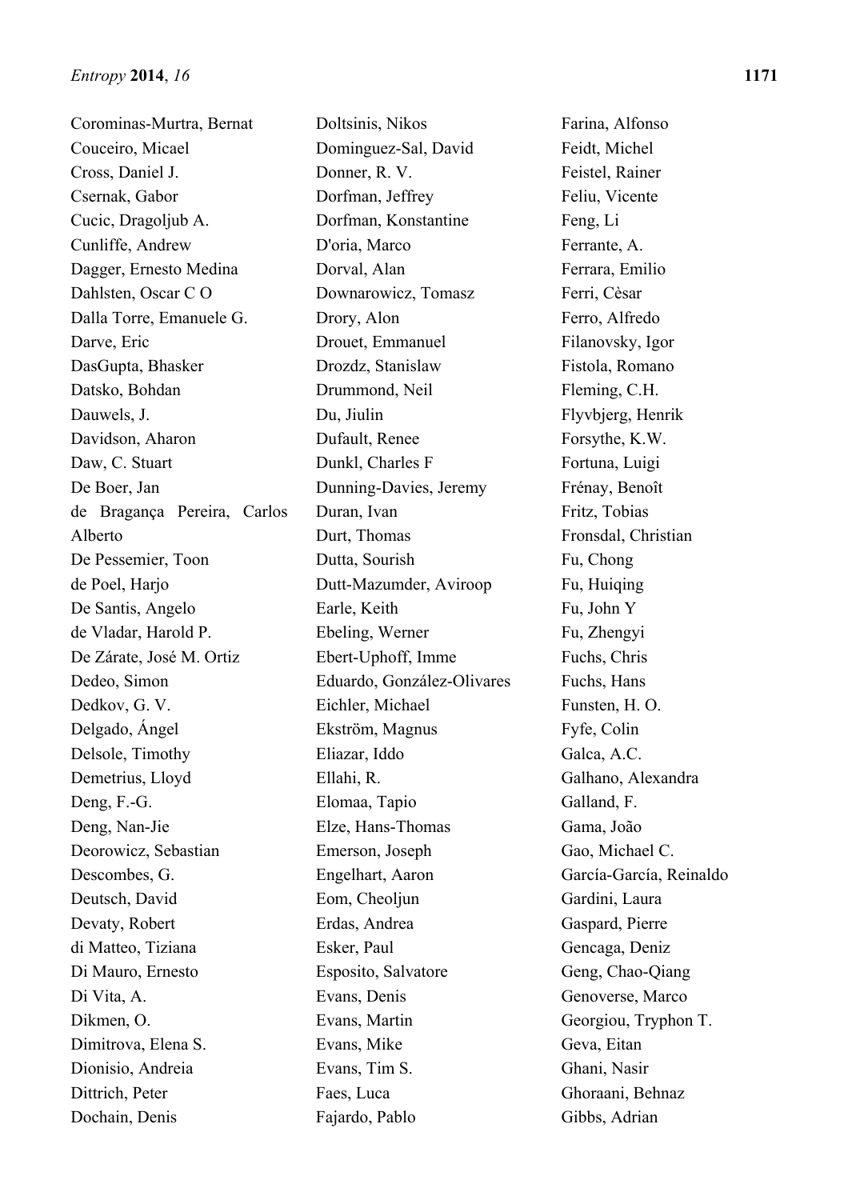Corominas-Murtra, Bernat
Couceiro, Micael
Cross, Daniel J.
Csernak, Gabor
Cucic, Dragoljub A.
Cunliffe, Andrew
Dagger, Ernesto Medina
Dahlsten, Oscar C O
Dalla Torre, Emanuele G.
Darve, Eric
DasGupta, Bhasker
Datsko, Bohdan
Dauwels, J.
Davidson, Aharon
Daw, C. Stuart
De Boer, Jan
de Bragança Pereira, Carlos Alberto
De Pessemier, Toon
de Poel, Harjo
De Santis, Angelo
de Vladar, Harold P.
De Zárate, José M. Ortiz
Dedeo, Simon
Dedkov, G. V.
Delgado, Ángel
Delsole, Timothy
Demetrius, Lloyd
Deng, F.-G.
Deng, Nan-Jie
Deorowicz, Sebastian
Descombes, G.
Deutsch, David
Devaty, Robert
di Matteo, Tiziana
Di Mauro, Ernesto
Di Vita, A.
Dikmen, O.
Dimitrova, Elena S.
Dionisio, Andreia
Dittrich, Peter
Dochain, Denis
Doltsinis, Nikos
Dominguez-Sal, David
Donner, R. V.
Dorfman, Jeffrey
Dorfman, Konstantine
D'oria, Marco
Dorval, Alan
Downarowicz, Tomasz
Drory, Alon
Drouet, Emmanuel
Drozdz, Stanislaw
Drummond, Neil
Du, Jiulin
Dufault, Renee
Dunkl, Charles F
Dunning-Davies, Jeremy
Duran, Ivan
Durt, Thomas
Dutta, Sourish
Dutt-Mazumder, Aviroop
Earle, Keith
Ebeling, Werner
Ebert-Uphoff, Imme
Eduardo, González-Olivares
Eichler, Michael
Ekström, Magnus
Eliazar, Iddo
Ellahi, R.
Elomaa, Tapio
Elze, Hans-Thomas
Emerson, Joseph
Engelhart, Aaron
Eom, Cheoljun
Erdas, Andrea
Esker, Paul
Esposito, Salvatore
Evans, Denis
Evans, Martin
Evans, Mike
Evans, Tim S.
Faes, Luca
Fajardo, Pablo
Farina, Alfonso
Feidt, Michel
Feistel, Rainer
Feliu, Vicente
Feng, Li
Ferrante, A.
Ferrara, Emilio
Ferri, Cèsar
Ferro, Alfredo
Filanovsky, Igor
Fistola, Romano
Fleming, C.H.
Flyvbjerg, Henrik
Forsythe, K.W.
Fortuna, Luigi
Frénay, Benoît
Fritz, Tobias
Fronsdal, Christian
Fu, Chong
Fu, Huiqing
Fu, John Y
Fu, Zhengyi
Fuchs, Chris
Fuchs, Hans
Funsten, H. O.
Fyfe, Colin
Galca, A.C.
Galhano, Alexandra
Galland, F.
Gama, João
Gao, Michael C.
García-García, Reinaldo
Gardini, Laura
Gaspard, Pierre
Gencaga, Deniz
Geng, Chao-Qiang
Genoverse, Marco
Georgiou, Tryphon T.
Geva, Eitan
Ghani, Nasir
Ghoraani, Behnaz
Gibbs, Adrian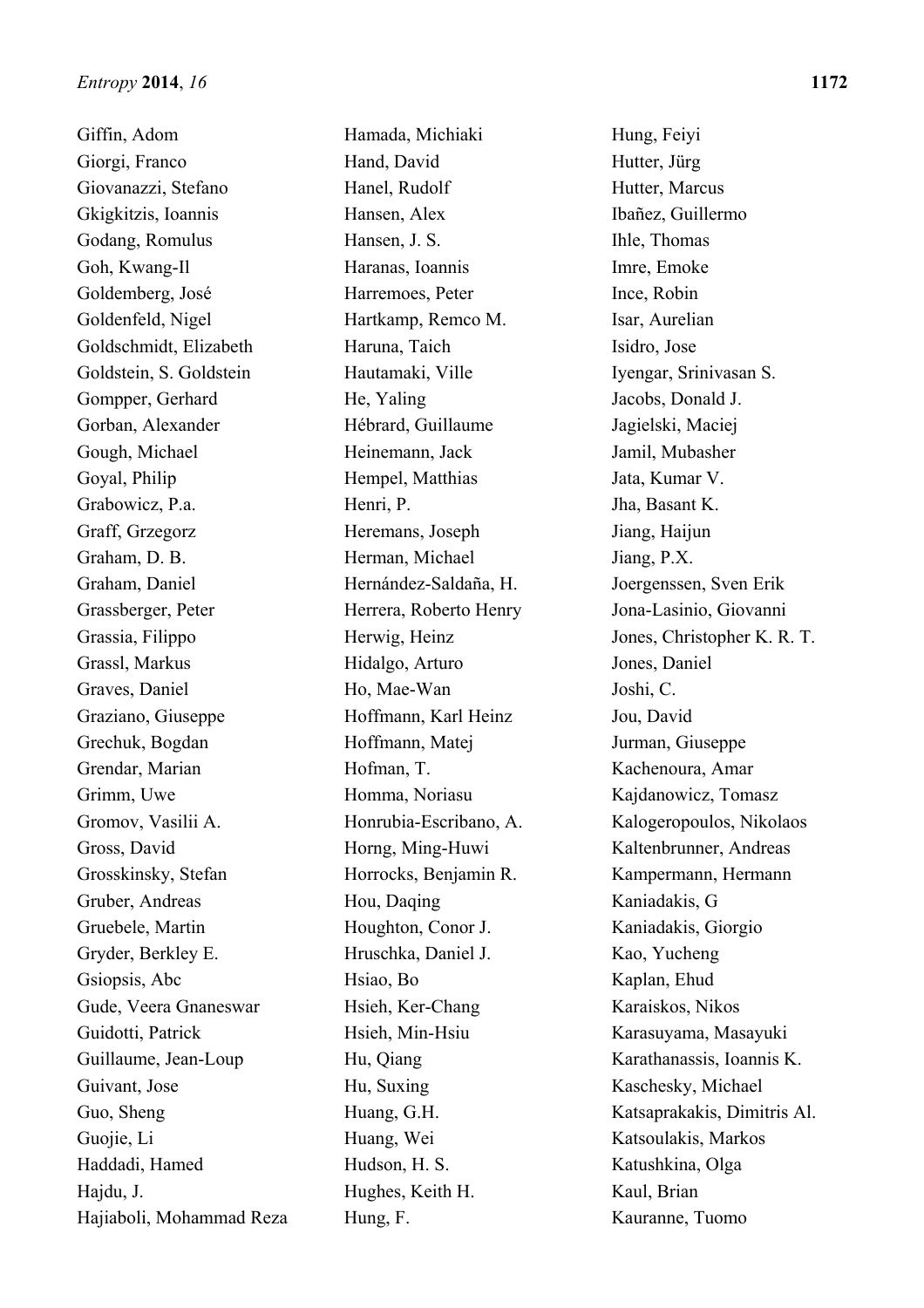Giffin, Adom
Giorgi, Franco
Giovanazzi, Stefano
Gkigkitzis, Ioannis
Godang, Romulus
Goh, Kwang-Il
Goldemberg, José
Goldenfeld, Nigel
Goldschmidt, Elizabeth
Goldstein, S. Goldstein
Gompper, Gerhard
Gorban, Alexander
Gough, Michael
Goyal, Philip
Grabowicz, P.a.
Graff, Grzegorz
Graham, D. B.
Graham, Daniel
Grassberger, Peter
Grassia, Filippo
Grassl, Markus
Graves, Daniel
Graziano, Giuseppe
Grechuk, Bogdan
Grendar, Marian
Grimm, Uwe
Gromov, Vasilii A.
Gross, David
Grosskinsky, Stefan
Gruber, Andreas
Gruebele, Martin
Gryder, Berkley E.
Gsiopsis, Abc
Gude, Veera Gnaneswar
Guidotti, Patrick
Guillaume, Jean-Loup
Guivant, Jose
Guo, Sheng
Guojie, Li
Haddadi, Hamed
Hajdu, J.
Hajiaboli, Mohammad Reza
Hamada, Michiaki
Hand, David
Hanel, Rudolf
Hansen, Alex
Hansen, J. S.
Haranas, Ioannis
Harremoes, Peter
Hartkamp, Remco M.
Haruna, Taich
Hautamaki, Ville
He, Yaling
Hébrard, Guillaume
Heinemann, Jack
Hempel, Matthias
Henri, P.
Heremans, Joseph
Herman, Michael
Hernández-Saldaña, H.
Herrera, Roberto Henry
Herwig, Heinz
Hidalgo, Arturo
Ho, Mae-Wan
Hoffmann, Karl Heinz
Hoffmann, Matej
Hofman, T.
Homma, Noriasu
Honrubia-Escribano, A.
Horng, Ming-Huwi
Horrocks, Benjamin R.
Hou, Daqing
Houghton, Conor J.
Hruschka, Daniel J.
Hsiao, Bo
Hsieh, Ker-Chang
Hsieh, Min-Hsiu
Hu, Qiang
Hu, Suxing
Huang, G.H.
Huang, Wei
Hudson, H. S.
Hughes, Keith H.
Hung, F.
Hung, Feiyi
Hutter, Jürg
Hutter, Marcus
Ibañez, Guillermo
Ihle, Thomas
Imre, Emoke
Ince, Robin
Isar, Aurelian
Isidro, Jose
Iyengar, Srinivasan S.
Jacobs, Donald J.
Jagielski, Maciej
Jamil, Mubasher
Jata, Kumar V.
Jha, Basant K.
Jiang, Haijun
Jiang, P.X.
Joergenssen, Sven Erik
Jona-Lasinio, Giovanni
Jones, Christopher K. R. T.
Jones, Daniel
Joshi, C.
Jou, David
Jurman, Giuseppe
Kachenoura, Amar
Kajdanowicz, Tomasz
Kalogeropoulos, Nikolaos
Kaltenbrunner, Andreas
Kampermann, Hermann
Kaniadakis, G
Kaniadakis, Giorgio
Kao, Yucheng
Kaplan, Ehud
Karaiskos, Nikos
Karasuyama, Masayuki
Karathanassis, Ioannis K.
Kaschesky, Michael
Katsaprakakis, Dimitris Al.
Katsoulakis, Markos
Katushkina, Olga
Kaul, Brian
Kauranne, Tuomo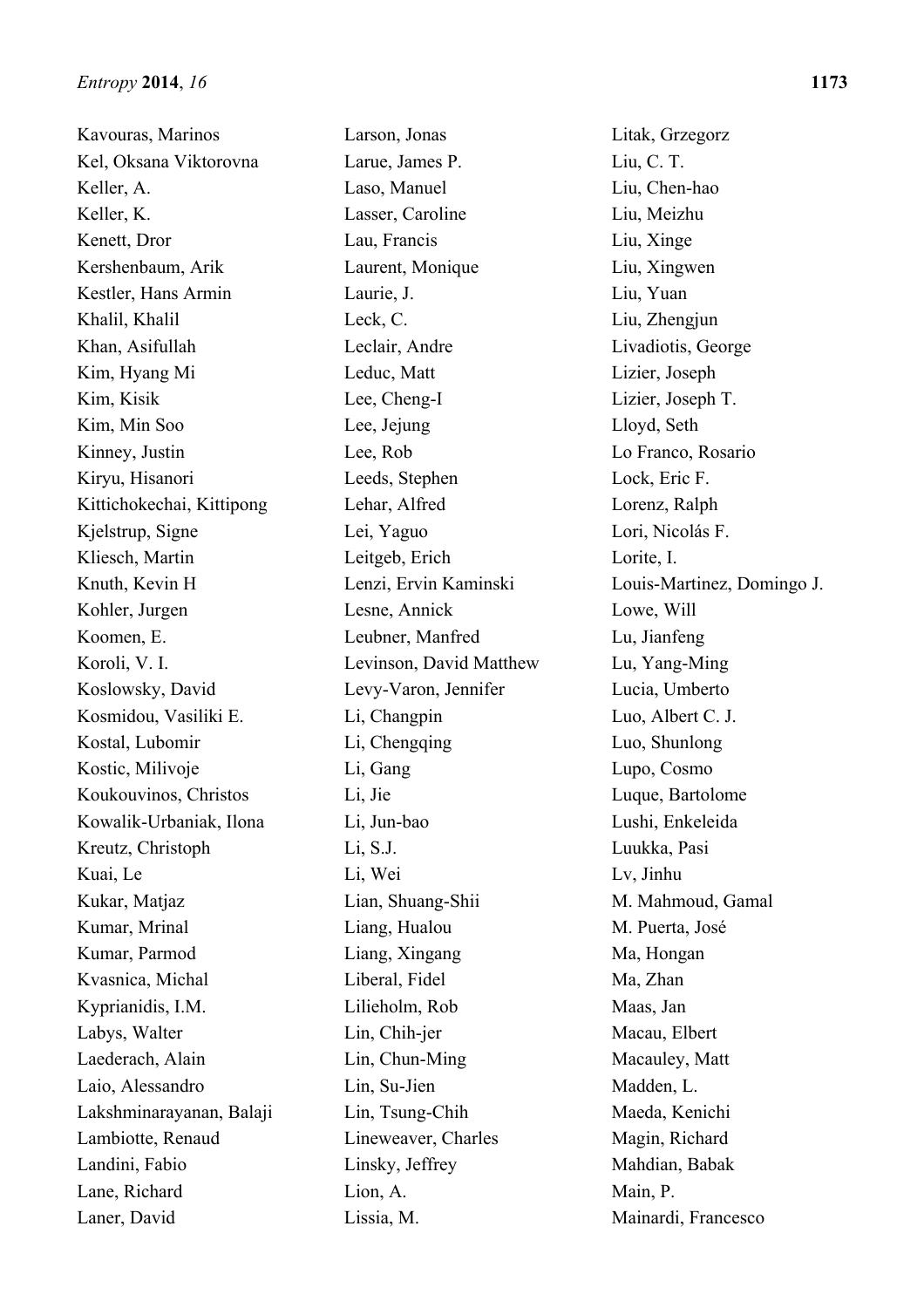Kavouras, Marinos
Kel, Oksana Viktorovna
Keller, A.
Keller, K.
Kenett, Dror
Kershenbaum, Arik
Kestler, Hans Armin
Khalil, Khalil
Khan, Asifullah
Kim, Hyang Mi
Kim, Kisik
Kim, Min Soo
Kinney, Justin
Kiryu, Hisanori
Kittichokechai, Kittipong
Kjelstrup, Signe
Kliesch, Martin
Knuth, Kevin H
Kohler, Jurgen
Koomen, E.
Koroli, V. I.
Koslowsky, David
Kosmidou, Vasiliki E.
Kostal, Lubomir
Kostic, Milivoje
Koukouvinos, Christos
Kowalik-Urbaniak, Ilona
Kreutz, Christoph
Kuai, Le
Kukar, Matjaz
Kumar, Mrinal
Kumar, Parmod
Kvasnica, Michal
Kyprianidis, I.M.
Labys, Walter
Laederach, Alain
Laio, Alessandro
Lakshminarayanan, Balaji
Lambiotte, Renaud
Landini, Fabio
Lane, Richard
Laner, David
Larson, Jonas
Larue, James P.
Laso, Manuel
Lasser, Caroline
Lau, Francis
Laurent, Monique
Laurie, J.
Leck, C.
Leclair, Andre
Leduc, Matt
Lee, Cheng-I
Lee, Jejung
Lee, Rob
Leeds, Stephen
Lehar, Alfred
Lei, Yaguo
Leitgeb, Erich
Lenzi, Ervin Kaminski
Lesne, Annick
Leubner, Manfred
Levinson, David Matthew
Levy-Varon, Jennifer
Li, Changpin
Li, Chengqing
Li, Gang
Li, Jie
Li, Jun-bao
Li, S.J.
Li, Wei
Lian, Shuang-Shii
Liang, Hualou
Liang, Xingang
Liberal, Fidel
Lilieholm, Rob
Lin, Chih-jer
Lin, Chun-Ming
Lin, Su-Jien
Lin, Tsung-Chih
Lineweaver, Charles
Linsky, Jeffrey
Lion, A.
Lissia, M.
Litak, Grzegorz
Liu, C. T.
Liu, Chen-hao
Liu, Meizhu
Liu, Xinge
Liu, Xingwen
Liu, Yuan
Liu, Zhengjun
Livadiotis, George
Lizier, Joseph
Lizier, Joseph T.
Lloyd, Seth
Lo Franco, Rosario
Lock, Eric F.
Lorenz, Ralph
Lori, Nicolás F.
Lorite, I.
Louis-Martinez, Domingo J.
Lowe, Will
Lu, Jianfeng
Lu, Yang-Ming
Lucia, Umberto
Luo, Albert C. J.
Luo, Shunlong
Lupo, Cosmo
Luque, Bartolome
Lushi, Enkeleida
Luukka, Pasi
Lv, Jinhu
M. Mahmoud, Gamal
M. Puerta, José
Ma, Hongan
Ma, Zhan
Maas, Jan
Macau, Elbert
Macauley, Matt
Madden, L.
Maeda, Kenichi
Magin, Richard
Mahdian, Babak
Main, P.
Mainardi, Francesco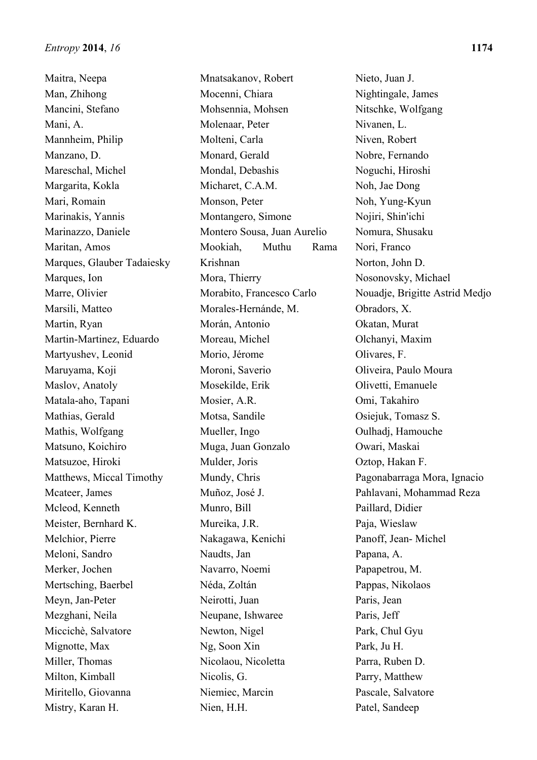Maitra, Neepa
Man, Zhihong
Mancini, Stefano
Mani, A.
Mannheim, Philip
Manzano, D.
Mareschal, Michel
Margarita, Kokla
Mari, Romain
Marinakis, Yannis
Marinazzo, Daniele
Maritan, Amos
Marques, Glauber Tadaiesky
Marques, Ion
Marre, Olivier
Marsili, Matteo
Martin, Ryan
Martin-Martinez, Eduardo
Martyushev, Leonid
Maruyama, Koji
Maslov, Anatoly
Matala-aho, Tapani
Mathias, Gerald
Mathis, Wolfgang
Matsuno, Koichiro
Matsuzoe, Hiroki
Matthews, Miccal Timothy
Mcateer, James
Mcleod, Kenneth
Meister, Bernhard K.
Melchior, Pierre
Meloni, Sandro
Merker, Jochen
Mertsching, Baerbel
Meyn, Jan-Peter
Mezghani, Neila
Miccichè, Salvatore
Mignotte, Max
Miller, Thomas
Milton, Kimball
Miritello, Giovanna
Mistry, Karan H.
Mnatsakanov, Robert
Mocenni, Chiara
Mohsennia, Mohsen
Molenaar, Peter
Molteni, Carla
Monard, Gerald
Mondal, Debashis
Micharet, C.A.M.
Monson, Peter
Montangero, Simone
Montero Sousa, Juan Aurelio
Mookiah, Muthu Rama Krishnan
Mora, Thierry
Morabito, Francesco Carlo
Morales-Hernánde, M.
Morán, Antonio
Moreau, Michel
Morio, Jérome
Moroni, Saverio
Mosekilde, Erik
Mosier, A.R.
Motsa, Sandile
Mueller, Ingo
Muga, Juan Gonzalo
Mulder, Joris
Mundy, Chris
Muñoz, José J.
Munro, Bill
Mureika, J.R.
Nakagawa, Kenichi
Naudts, Jan
Navarro, Noemi
Néda, Zoltán
Neirotti, Juan
Neupane, Ishwaree
Newton, Nigel
Ng, Soon Xin
Nicolaou, Nicoletta
Nicolis, G.
Niemiec, Marcin
Nien, H.H.
Nieto, Juan J.
Nightingale, James
Nitschke, Wolfgang
Nivanen, L.
Niven, Robert
Nobre, Fernando
Noguchi, Hiroshi
Noh, Jae Dong
Noh, Yung-Kyun
Nojiri, Shin'ichi
Nomura, Shusaku
Nori, Franco
Norton, John D.
Nosonovsky, Michael
Nouadje, Brigitte Astrid Medjo
Obradors, X.
Okatan, Murat
Olchanyi, Maxim
Olivares, F.
Oliveira, Paulo Moura
Olivetti, Emanuele
Omi, Takahiro
Osiejuk, Tomasz S.
Oulhadj, Hamouche
Owari, Maskai
Oztop, Hakan F.
Pagonabarraga Mora, Ignacio
Pahlavani, Mohammad Reza
Paillard, Didier
Paja, Wieslaw
Panoff, Jean- Michel
Papana, A.
Papapetrou, M.
Pappas, Nikolaos
Paris, Jean
Paris, Jeff
Park, Chul Gyu
Park, Ju H.
Parra, Ruben D.
Parry, Matthew
Pascale, Salvatore
Patel, Sandeep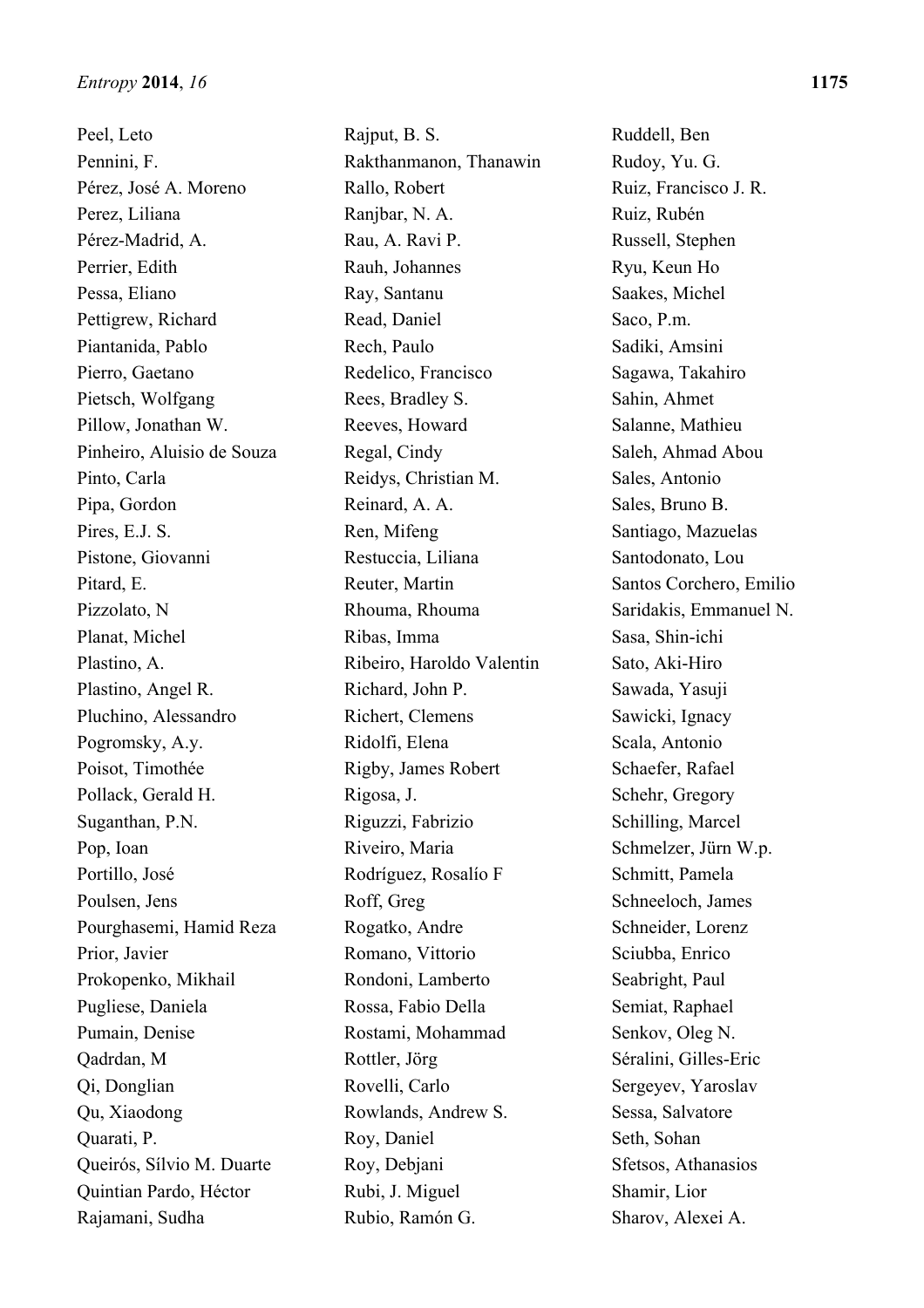Peel, Leto
Pennini, F.
Pérez, José A. Moreno
Perez, Liliana
Pérez-Madrid, A.
Perrier, Edith
Pessa, Eliano
Pettigrew, Richard
Piantanida, Pablo
Pierro, Gaetano
Pietsch, Wolfgang
Pillow, Jonathan W.
Pinheiro, Aluisio de Souza
Pinto, Carla
Pipa, Gordon
Pires, E.J. S.
Pistone, Giovanni
Pitard, E.
Pizzolato, N
Planat, Michel
Plastino, A.
Plastino, Angel R.
Pluchino, Alessandro
Pogromsky, A.y.
Poisot, Timothée
Pollack, Gerald H.
Suganthan, P.N.
Pop, Ioan
Portillo, José
Poulsen, Jens
Pourghasemi, Hamid Reza
Prior, Javier
Prokopenko, Mikhail
Pugliese, Daniela
Pumain, Denise
Qadrdan, M
Qi, Donglian
Qu, Xiaodong
Quarati, P.
Queirós, Sílvio M. Duarte
Quintian Pardo, Héctor
Rajamani, Sudha
Rajput, B. S.
Rakthanmanon, Thanawin
Rallo, Robert
Ranjbar, N. A.
Rau, A. Ravi P.
Rauh, Johannes
Ray, Santanu
Read, Daniel
Rech, Paulo
Redelico, Francisco
Rees, Bradley S.
Reeves, Howard
Regal, Cindy
Reidys, Christian M.
Reinard, A. A.
Ren, Mifeng
Restuccia, Liliana
Reuter, Martin
Rhouma, Rhouma
Ribas, Imma
Ribeiro, Haroldo Valentin
Richard, John P.
Richert, Clemens
Ridolfi, Elena
Rigby, James Robert
Rigosa, J.
Riguzzi, Fabrizio
Riveiro, Maria
Rodríguez, Rosalío F
Roff, Greg
Rogatko, Andre
Romano, Vittorio
Rondoni, Lamberto
Rossa, Fabio Della
Rostami, Mohammad
Rottler, Jörg
Rovelli, Carlo
Rowlands, Andrew S.
Roy, Daniel
Roy, Debjani
Rubi, J. Miguel
Rubio, Ramón G.
Ruddell, Ben
Rudoy, Yu. G.
Ruiz, Francisco J. R.
Ruiz, Rubén
Russell, Stephen
Ryu, Keun Ho
Saakes, Michel
Saco, P.m.
Sadiki, Amsini
Sagawa, Takahiro
Sahin, Ahmet
Salanne, Mathieu
Saleh, Ahmad Abou
Sales, Antonio
Sales, Bruno B.
Santiago, Mazuelas
Santodonato, Lou
Santos Corchero, Emilio
Saridakis, Emmanuel N.
Sasa, Shin-ichi
Sato, Aki-Hiro
Sawada, Yasuji
Sawicki, Ignacy
Scala, Antonio
Schaefer, Rafael
Schehr, Gregory
Schilling, Marcel
Schmelzer, Jürn W.p.
Schmitt, Pamela
Schneeloch, James
Schneider, Lorenz
Sciubba, Enrico
Seabright, Paul
Semiat, Raphael
Senkov, Oleg N.
Séralini, Gilles-Eric
Sergeyev, Yaroslav
Sessa, Salvatore
Seth, Sohan
Sfetsos, Athanasios
Shamir, Lior
Sharov, Alexei A.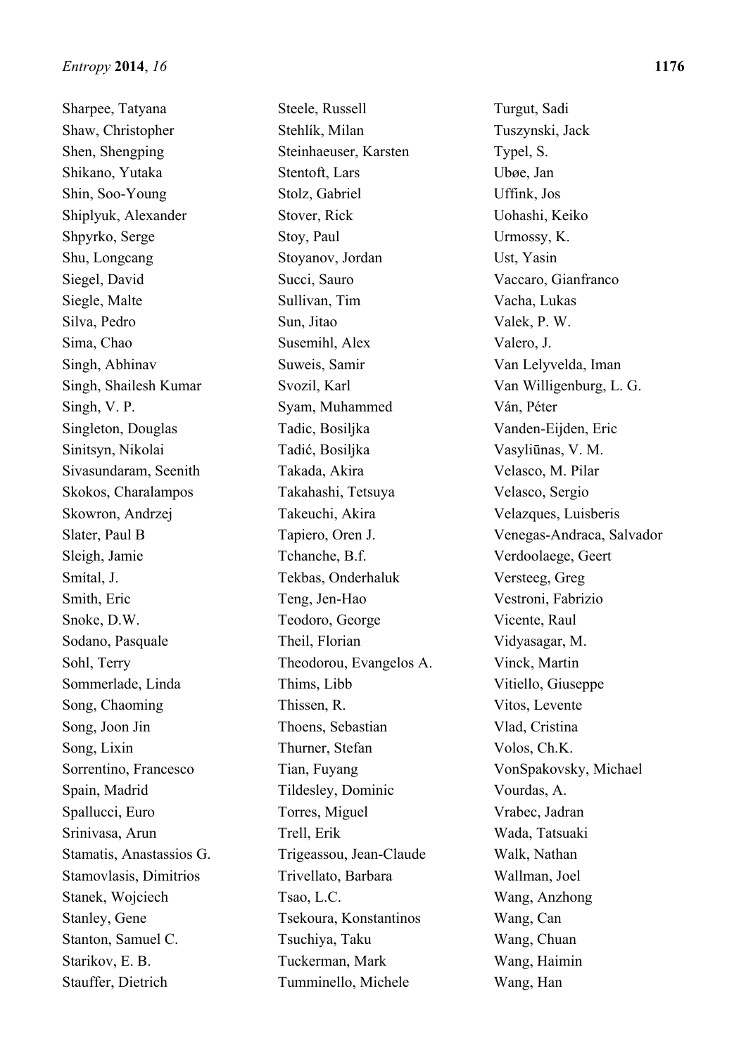Sharpee, Tatyana
Shaw, Christopher
Shen, Shengping
Shikano, Yutaka
Shin, Soo-Young
Shiplyuk, Alexander
Shpyrko, Serge
Shu, Longcang
Siegel, David
Siegle, Malte
Silva, Pedro
Sima, Chao
Singh, Abhinav
Singh, Shailesh Kumar
Singh, V. P.
Singleton, Douglas
Sinitsyn, Nikolai
Sivasundaram, Seenith
Skokos, Charalampos
Skowron, Andrzej
Slater, Paul B
Sleigh, Jamie
Smítal, J.
Smith, Eric
Snoke, D.W.
Sodano, Pasquale
Sohl, Terry
Sommerlade, Linda
Song, Chaoming
Song, Joon Jin
Song, Lixin
Sorrentino, Francesco
Spain, Madrid
Spallucci, Euro
Srinivasa, Arun
Stamatis, Anastassios G.
Stamovlasis, Dimitrios
Stanek, Wojciech
Stanley, Gene
Stanton, Samuel C.
Starikov, E. B.
Stauffer, Dietrich
Steele, Russell
Stehlík, Milan
Steinhaeuser, Karsten
Stentoft, Lars
Stolz, Gabriel
Stover, Rick
Stoy, Paul
Stoyanov, Jordan
Succi, Sauro
Sullivan, Tim
Sun, Jitao
Susemihl, Alex
Suweis, Samir
Svozil, Karl
Syam, Muhammed
Tadic, Bosiljka
Tadić, Bosiljka
Takada, Akira
Takahashi, Tetsuya
Takeuchi, Akira
Tapiero, Oren J.
Tchanche, B.f.
Tekbas, Onderhaluk
Teng, Jen-Hao
Teodoro, George
Theil, Florian
Theodorou, Evangelos A.
Thims, Libb
Thissen, R.
Thoens, Sebastian
Thurner, Stefan
Tian, Fuyang
Tildesley, Dominic
Torres, Miguel
Trell, Erik
Trigeassou, Jean-Claude
Trivellato, Barbara
Tsao, L.C.
Tsekoura, Konstantinos
Tsuchiya, Taku
Tuckerman, Mark
Tumminello, Michele
Turgut, Sadi
Tuszynski, Jack
Typel, S.
Ubøe, Jan
Uffink, Jos
Uohashi, Keiko
Urmossy, K.
Ust, Yasin
Vaccaro, Gianfranco
Vacha, Lukas
Valek, P. W.
Valero, J.
Van Lelyvelda, Iman
Van Willigenburg, L. G.
Ván, Péter
Vanden-Eijden, Eric
Vasyliūnas, V. M.
Velasco, M. Pilar
Velasco, Sergio
Velazques, Luisberis
Venegas-Andraca, Salvador
Verdoolaege, Geert
Versteeg, Greg
Vestroni, Fabrizio
Vicente, Raul
Vidyasagar, M.
Vinck, Martin
Vitiello, Giuseppe
Vitos, Levente
Vlad, Cristina
Volos, Ch.K.
VonSpakovsky, Michael
Vourdas, A.
Vrabec, Jadran
Wada, Tatsuaki
Walk, Nathan
Wallman, Joel
Wang, Anzhong
Wang, Can
Wang, Chuan
Wang, Haimin
Wang, Han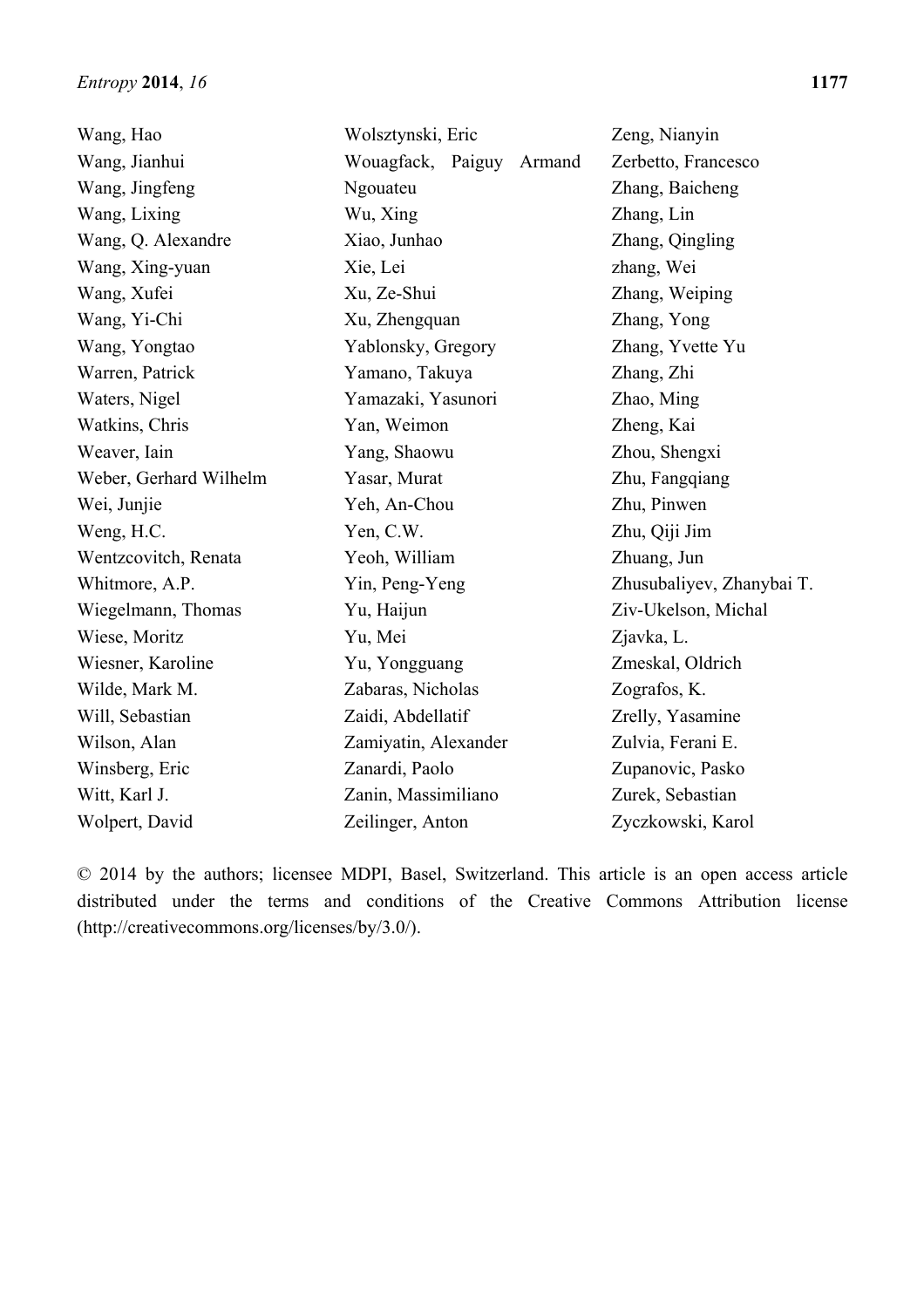Wang, Hao
Wang, Jianhui
Wang, Jingfeng
Wang, Lixing
Wang, Q. Alexandre
Wang, Xing-yuan
Wang, Xufei
Wang, Yi-Chi
Wang, Yongtao
Warren, Patrick
Waters, Nigel
Watkins, Chris
Weaver, Iain
Weber, Gerhard Wilhelm
Wei, Junjie
Weng, H.C.
Wentzcovitch, Renata
Whitmore, A.P.
Wiegelmann, Thomas
Wiese, Moritz
Wiesner, Karoline
Wilde, Mark M.
Will, Sebastian
Wilson, Alan
Winsberg, Eric
Witt, Karl J.
Wolpert, David
Wolsztynski, Eric
Wouagfack, Paiguy Armand Ngouateu
Wu, Xing
Xiao, Junhao
Xie, Lei
Xu, Ze-Shui
Xu, Zhengquan
Yablonsky, Gregory
Yamano, Takuya
Yamazaki, Yasunori
Yan, Weimon
Yang, Shaowu
Yasar, Murat
Yeh, An-Chou
Yen, C.W.
Yeoh, William
Yin, Peng-Yeng
Yu, Haijun
Yu, Mei
Yu, Yongguang
Zabaras, Nicholas
Zaidi, Abdellatif
Zamiyatin, Alexander
Zanardi, Paolo
Zanin, Massimiliano
Zeilinger, Anton
Zeng, Nianyin
Zerbetto, Francesco
Zhang, Baicheng
Zhang, Lin
Zhang, Qingling
zhang, Wei
Zhang, Weiping
Zhang, Yong
Zhang, Yvette Yu
Zhang, Zhi
Zhao, Ming
Zheng, Kai
Zhou, Shengxi
Zhu, Fangqiang
Zhu, Pinwen
Zhu, Qiji Jim
Zhuang, Jun
Zhusubaliyev, Zhanybai T.
Ziv-Ukelson, Michal
Zjavka, L.
Zmeskal, Oldrich
Zografos, K.
Zrelly, Yasamine
Zulvia, Ferani E.
Zupanovic, Pasko
Zurek, Sebastian
Zyczkowski, Karol

© 2014 by the authors; licensee MDPI, Basel, Switzerland. This article is an open access article distributed under the terms and conditions of the Creative Commons Attribution license (http://creativecommons.org/licenses/by/3.0/).